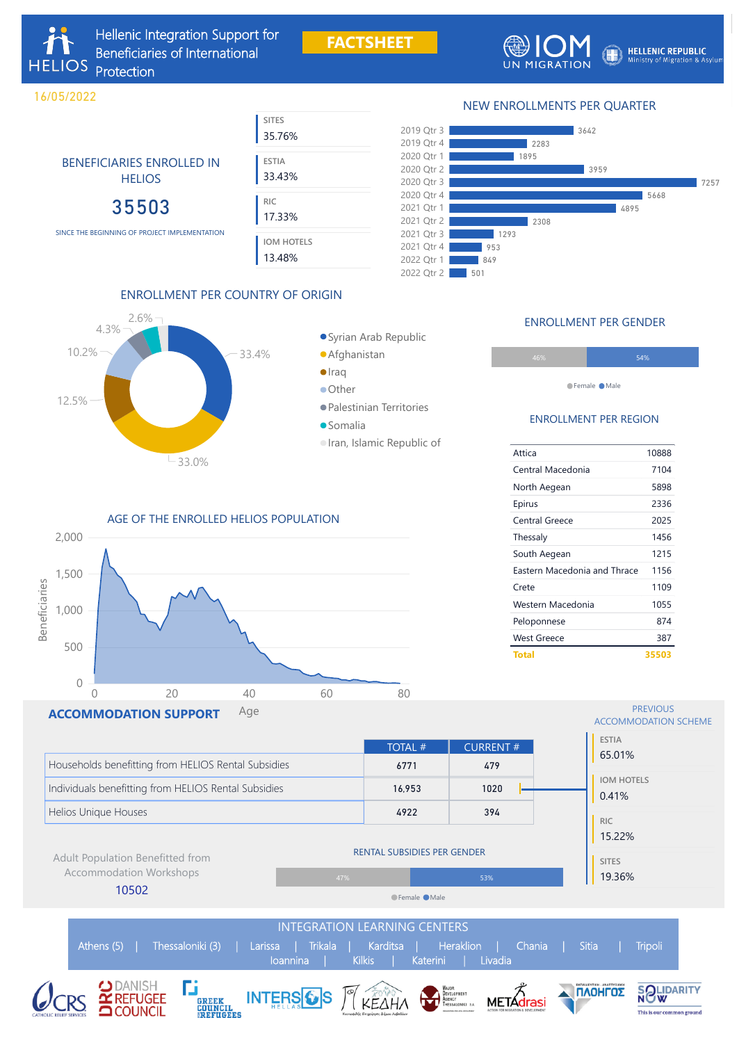# Hellenic Integration Support for Beneficiaries of International Protection

HELIOS

**FACTSHEET**

IOM UN MIGRATION — HELLENIC REPUBLIC Ministry of Migration & Asylum

16/05/2022

## BENEFICIARIES ENROLLED IN HELIOS

**35503**

SINCE THE BEGINNING OF PROJECT IMPLEMENTATION

| | |
|---|---|
| SITES | 35.76% |
| ESTIA | 33.43% |
| RIC | 17.33% |
| IOM HOTELS | 13.48% |

## NEW ENROLLMENTS PER QUARTER

| Quarter | Enrollments |
|---|---|
| 2019 Qtr 3 | 3642 |
| 2019 Qtr 4 | 2283 |
| 2020 Qtr 1 | 1895 |
| 2020 Qtr 2 | 3959 |
| 2020 Qtr 3 | 7257 |
| 2020 Qtr 4 | 5668 |
| 2021 Qtr 1 | 4895 |
| 2021 Qtr 2 | 2308 |
| 2021 Qtr 3 | 1293 |
| 2021 Qtr 4 | 953 |
| 2022 Qtr 1 | 849 |
| 2022 Qtr 2 | 501 |

## ENROLLMENT PER COUNTRY OF ORIGIN

| Country | Share |
|---|---|
| Syrian Arab Republic | 33.4% |
| Afghanistan | 33.0% |
| Iraq | 12.5% |
| Other | 10.2% |
| Palestinian Territories | 4.3% |
| Somalia | 2.6% |
| Iran, Islamic Republic of | |

## ENROLLMENT PER GENDER

Female 46% — Male 54%

## ENROLLMENT PER REGION

| Region | Enrollments |
|---|---|
| Attica | 10888 |
| Central Macedonia | 7104 |
| North Aegean | 5898 |
| Epirus | 2336 |
| Central Greece | 2025 |
| Thessaly | 1456 |
| South Aegean | 1215 |
| Eastern Macedonia and Thrace | 1156 |
| Crete | 1109 |
| Western Macedonia | 1055 |
| Peloponnese | 874 |
| West Greece | 387 |
| **Total** | **35503** |

## AGE OF THE ENROLLED HELIOS POPULATION

Beneficiaries (0 – 2,000) by Age (0 – 80)

## ACCOMMODATION SUPPORT

| | TOTAL # | CURRENT # |
|---|---|---|
| Households benefitting from HELIOS Rental Subsidies | 6771 | 479 |
| Individuals benefitting from HELIOS Rental Subsidies | 16,953 | 1020 |
| Helios Unique Houses | 4922 | 394 |

### PREVIOUS ACCOMMODATION SCHEME

| | |
|---|---|
| ESTIA | 65.01% |
| IOM HOTELS | 0.41% |
| RIC | 15.22% |
| SITES | 19.36% |

Adult Population Benefitted from Accommodation Workshops

**10502**

### RENTAL SUBSIDIES PER GENDER

Female 47% — Male 53%

## INTEGRATION LEARNING CENTERS

Athens (5) | Thessaloniki (3) | Larissa | Trikala | Karditsa | Heraklion | Chania | Sitia | Tripoli | Ioannina | Kilkis | Katerini | Livadia

CRS Catholic Relief Services | DRC Danish Refugee Council | Greek Council for Refugees | INTERSOS Hellas | ΚΕΔΗΛ | Major Development Agency Thessaloniki | METAdrasi | ΠΛΟΗΓΟΣ | Solidarity Now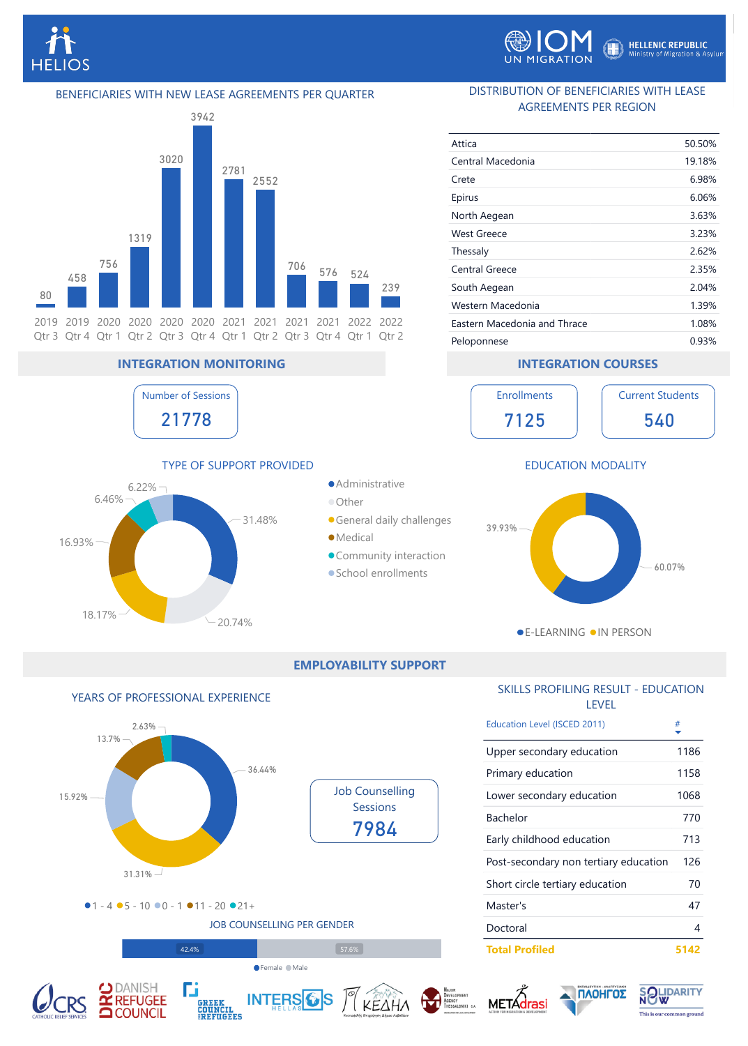HELIOS

IOM UN MIGRATION

HELLENIC REPUBLIC
Ministry of Migration & Asylum

## BENEFICIARIES WITH NEW LEASE AGREEMENTS PER QUARTER

80
458
756
1319
3020
3942
2781
2552
706
576
524
239

2019 Qtr 3
2019 Qtr 4
2020 Qtr 1
2020 Qtr 2
2020 Qtr 3
2020 Qtr 4
2021 Qtr 1
2021 Qtr 2
2021 Qtr 3
2021 Qtr 4
2022 Qtr 1
2022 Qtr 2

## DISTRIBUTION OF BENEFICIARIES WITH LEASE AGREEMENTS PER REGION

| | |
|---|---|
| Attica | 50.50% |
| Central Macedonia | 19.18% |
| Crete | 6.98% |
| Epirus | 6.06% |
| North Aegean | 3.63% |
| West Greece | 3.23% |
| Thessaly | 2.62% |
| Central Greece | 2.35% |
| South Aegean | 2.04% |
| Western Macedonia | 1.39% |
| Eastern Macedonia and Thrace | 1.08% |
| Peloponnese | 0.93% |

## INTEGRATION MONITORING

Number of Sessions
21778

### TYPE OF SUPPORT PROVIDED

31.48%
20.74%
18.17%
16.93%
6.46%
6.22%

- Administrative
- Other
- General daily challenges
- Medical
- Community interaction
- School enrollments

## INTEGRATION COURSES

Enrollments
7125

Current Students
540

### EDUCATION MODALITY

60.07%
39.93%

- E-LEARNING
- IN PERSON

## EMPLOYABILITY SUPPORT

### YEARS OF PROFESSIONAL EXPERIENCE

36.44%
31.31%
15.92%
13.7%
2.63%

- 1 - 4
- 5 - 10
- 0 - 1
- 11 - 20
- 21+

Job Counselling Sessions
7984

### JOB COUNSELLING PER GENDER

42.4%
57.6%

- Female
- Male

### SKILLS PROFILING RESULT - EDUCATION LEVEL

| Education Level (ISCED 2011) | # |
|---|---|
| Upper secondary education | 1186 |
| Primary education | 1158 |
| Lower secondary education | 1068 |
| Bachelor | 770 |
| Early childhood education | 713 |
| Post-secondary non tertiary education | 126 |
| Short circle tertiary education | 70 |
| Master's | 47 |
| Doctoral | 4 |
| **Total Profiled** | **5142** |

CRS CATHOLIC RELIEF SERVICES · DANISH REFUGEE COUNCIL · GREEK COUNCIL FOR REFUGEES · INTERSOS HELLAS · ΚΕΔΗΛ · Major Development Agency Thessaloniki S.A. · METAdrasi · ΠΛΟΗΓΟΣ · SOLIDARITY NOW